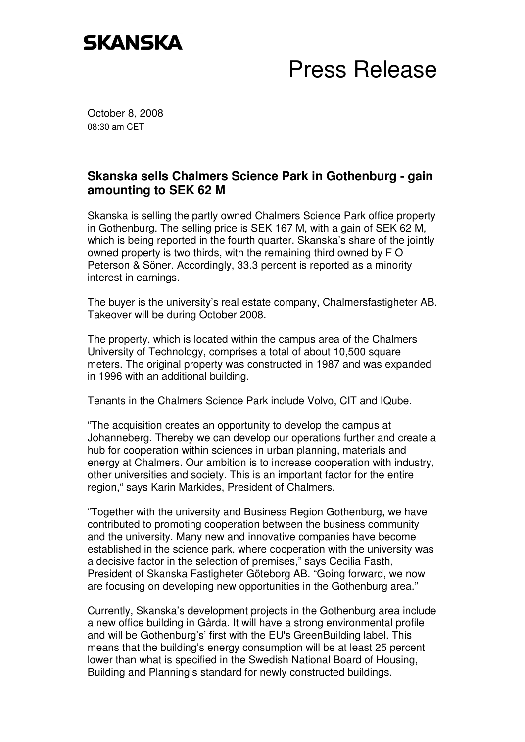SKANSKA

# Press Release

October 8, 2008
08:30 am CET

## Skanska sells Chalmers Science Park in Gothenburg - gain amounting to SEK 62 M

Skanska is selling the partly owned Chalmers Science Park office property in Gothenburg. The selling price is SEK 167 M, with a gain of SEK 62 M, which is being reported in the fourth quarter. Skanska's share of the jointly owned property is two thirds, with the remaining third owned by F O Peterson & Söner. Accordingly, 33.3 percent is reported as a minority interest in earnings.

The buyer is the university's real estate company, Chalmersfastigheter AB. Takeover will be during October 2008.

The property, which is located within the campus area of the Chalmers University of Technology, comprises a total of about 10,500 square meters. The original property was constructed in 1987 and was expanded in 1996 with an additional building.

Tenants in the Chalmers Science Park include Volvo, CIT and IQube.

"The acquisition creates an opportunity to develop the campus at Johanneberg. Thereby we can develop our operations further and create a hub for cooperation within sciences in urban planning, materials and energy at Chalmers. Our ambition is to increase cooperation with industry, other universities and society. This is an important factor for the entire region," says Karin Markides, President of Chalmers.

"Together with the university and Business Region Gothenburg, we have contributed to promoting cooperation between the business community and the university. Many new and innovative companies have become established in the science park, where cooperation with the university was a decisive factor in the selection of premises," says Cecilia Fasth, President of Skanska Fastigheter Göteborg AB. "Going forward, we now are focusing on developing new opportunities in the Gothenburg area."

Currently, Skanska's development projects in the Gothenburg area include a new office building in Gårda. It will have a strong environmental profile and will be Gothenburg's' first with the EU's GreenBuilding label. This means that the building's energy consumption will be at least 25 percent lower than what is specified in the Swedish National Board of Housing, Building and Planning's standard for newly constructed buildings.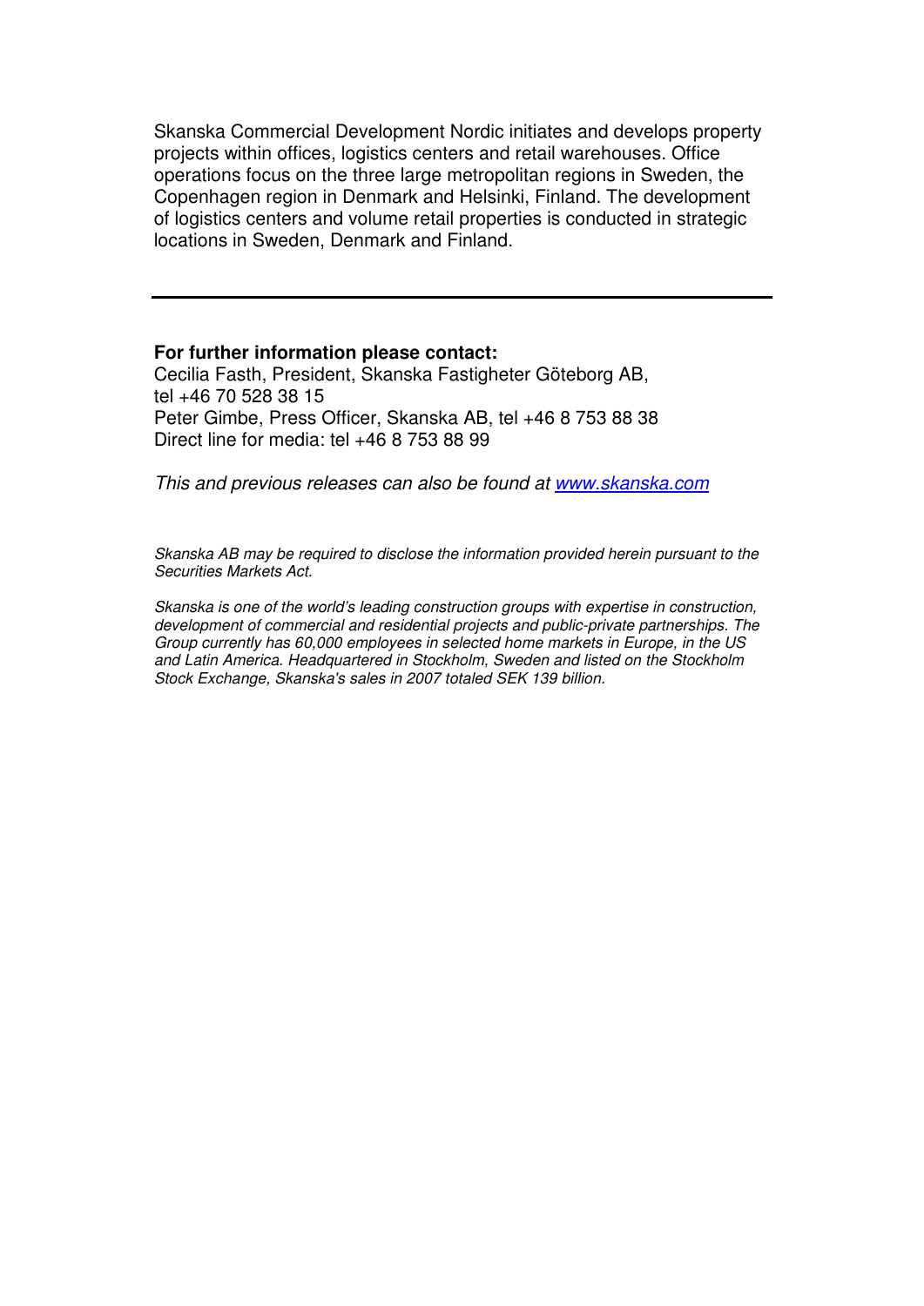Skanska Commercial Development Nordic initiates and develops property projects within offices, logistics centers and retail warehouses. Office operations focus on the three large metropolitan regions in Sweden, the Copenhagen region in Denmark and Helsinki, Finland. The development of logistics centers and volume retail properties is conducted in strategic locations in Sweden, Denmark and Finland.

---

**For further information please contact:**
Cecilia Fasth, President, Skanska Fastigheter Göteborg AB, tel +46 70 528 38 15
Peter Gimbe, Press Officer, Skanska AB, tel +46 8 753 88 38
Direct line for media: tel +46 8 753 88 99

*This and previous releases can also be found at www.skanska.com*

*Skanska AB may be required to disclose the information provided herein pursuant to the Securities Markets Act.*

*Skanska is one of the world's leading construction groups with expertise in construction, development of commercial and residential projects and public-private partnerships. The Group currently has 60,000 employees in selected home markets in Europe, in the US and Latin America. Headquartered in Stockholm, Sweden and listed on the Stockholm Stock Exchange, Skanska's sales in 2007 totaled SEK 139 billion.*